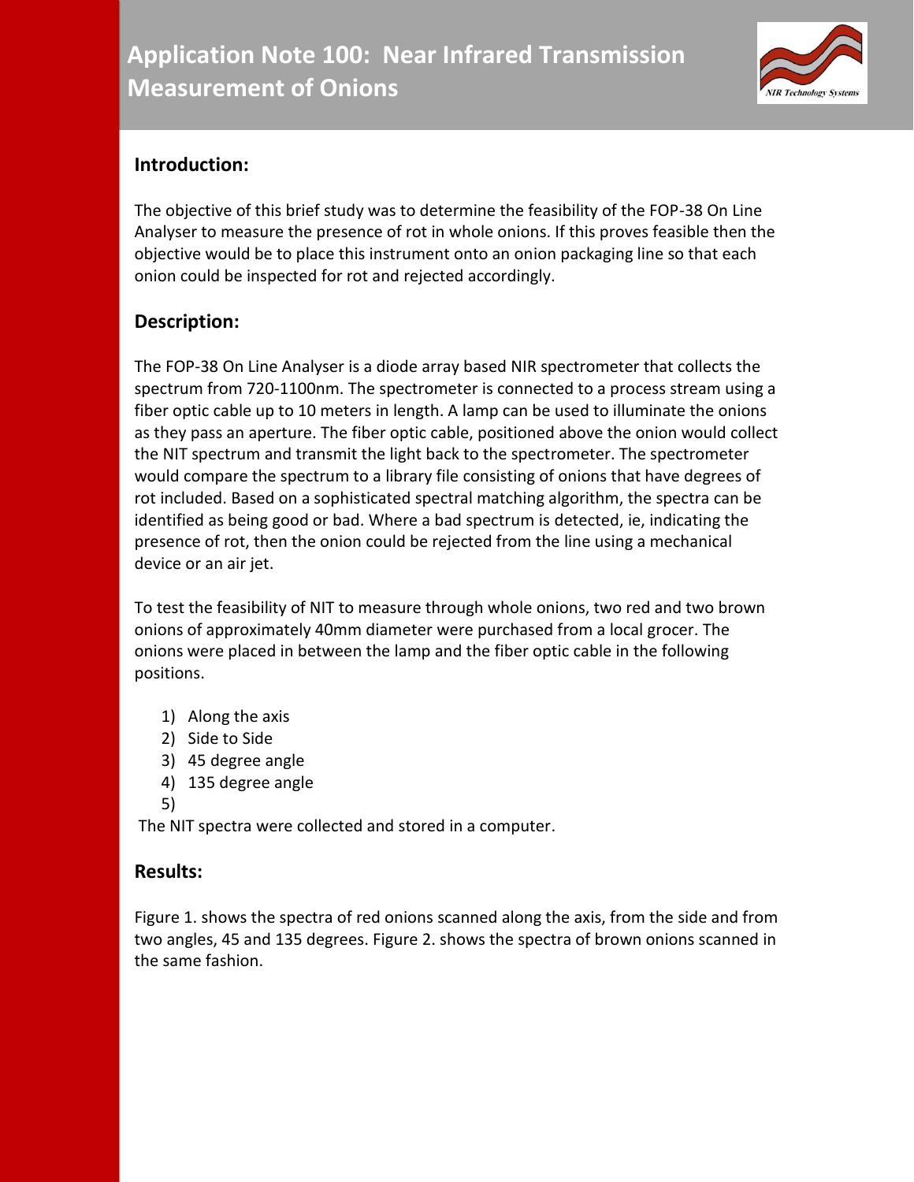# Application Note 100: Near Infrared Transmission Measurement of Onions

## Introduction:

The objective of this brief study was to determine the feasibility of the FOP-38 On Line Analyser to measure the presence of rot in whole onions. If this proves feasible then the objective would be to place this instrument onto an onion packaging line so that each onion could be inspected for rot and rejected accordingly.

## Description:

The FOP-38 On Line Analyser is a diode array based NIR spectrometer that collects the spectrum from 720-1100nm. The spectrometer is connected to a process stream using a fiber optic cable up to 10 meters in length. A lamp can be used to illuminate the onions as they pass an aperture. The fiber optic cable, positioned above the onion would collect the NIT spectrum and transmit the light back to the spectrometer. The spectrometer would compare the spectrum to a library file consisting of onions that have degrees of rot included. Based on a sophisticated spectral matching algorithm, the spectra can be identified as being good or bad. Where a bad spectrum is detected, ie, indicating the presence of rot, then the onion could be rejected from the line using a mechanical device or an air jet.

To test the feasibility of NIT to measure through whole onions, two red and two brown onions of approximately 40mm diameter were purchased from a local grocer. The onions were placed in between the lamp and the fiber optic cable in the following positions.

1) Along the axis
2) Side to Side
3) 45 degree angle
4) 135 degree angle
5) 

The NIT spectra were collected and stored in a computer.

## Results:

Figure 1. shows the spectra of red onions scanned along the axis, from the side and from two angles, 45 and 135 degrees. Figure 2. shows the spectra of brown onions scanned in the same fashion.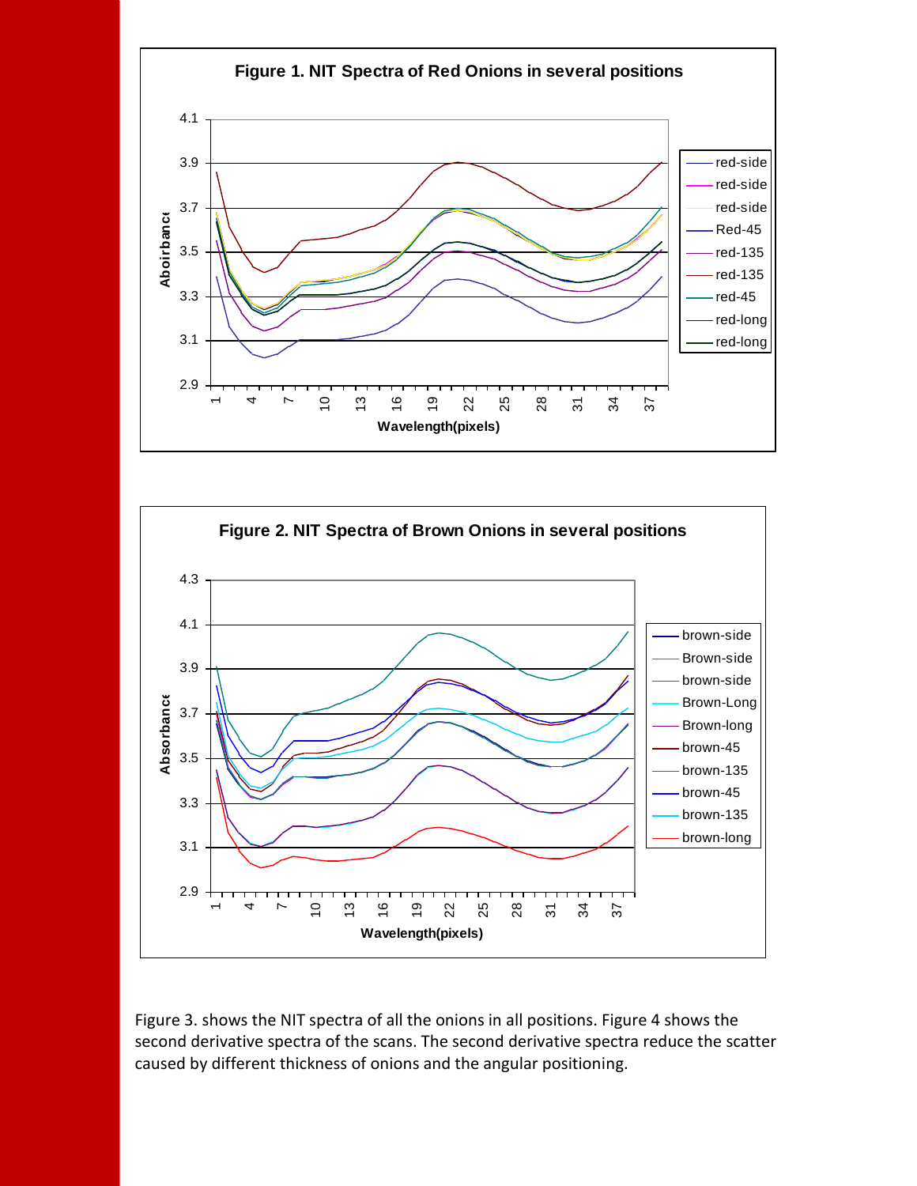**Figure 1. NIT Spectra of Red Onions in several positions**

**Figure 2. NIT Spectra of Brown Onions in several positions**

Figure 3. shows the NIT spectra of all the onions in all positions. Figure 4 shows the second derivative spectra of the scans. The second derivative spectra reduce the scatter caused by different thickness of onions and the angular positioning.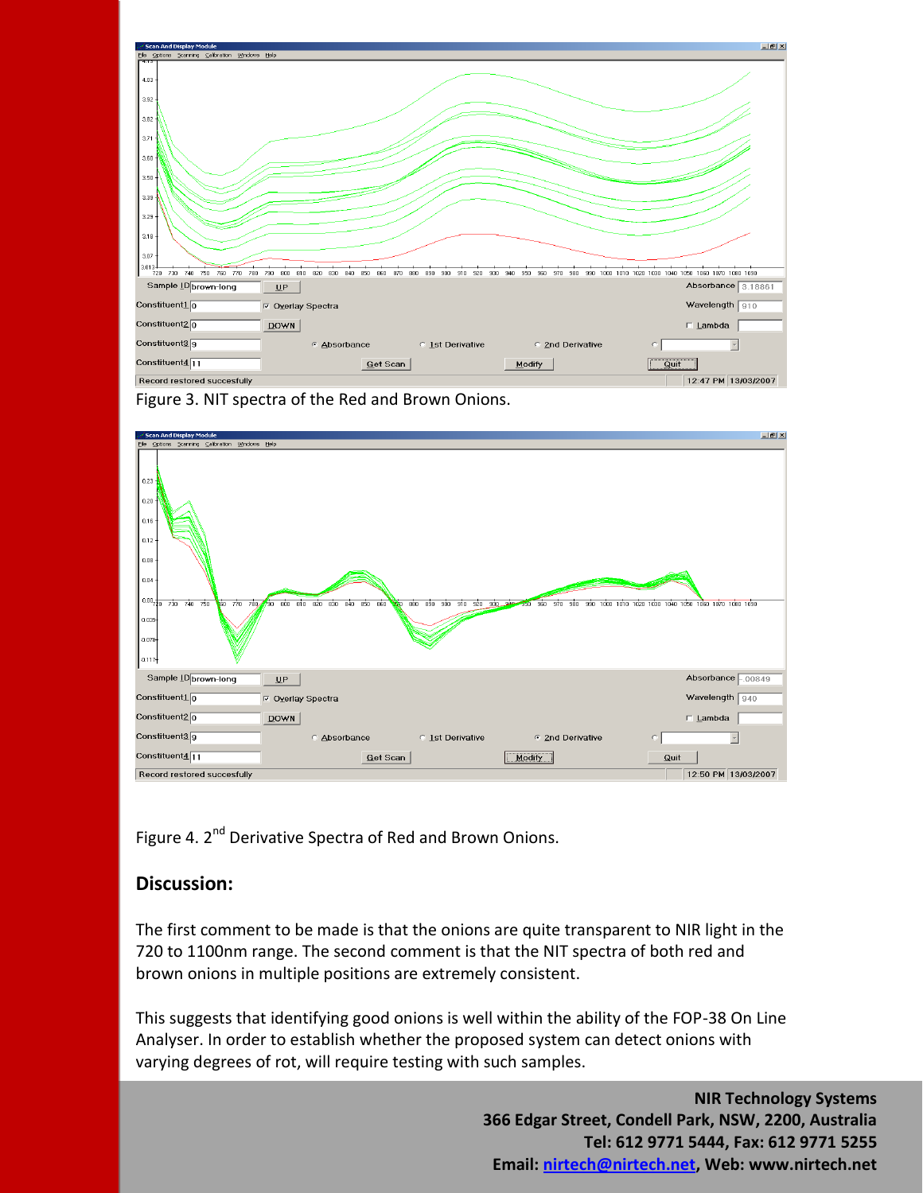Figure 3. NIT spectra of the Red and Brown Onions.

Figure 4. 2nd Derivative Spectra of Red and Brown Onions.

## Discussion:

The first comment to be made is that the onions are quite transparent to NIR light in the 720 to 1100nm range. The second comment is that the NIT spectra of both red and brown onions in multiple positions are extremely consistent.

This suggests that identifying good onions is well within the ability of the FOP-38 On Line Analyser. In order to establish whether the proposed system can detect onions with varying degrees of rot, will require testing with such samples.